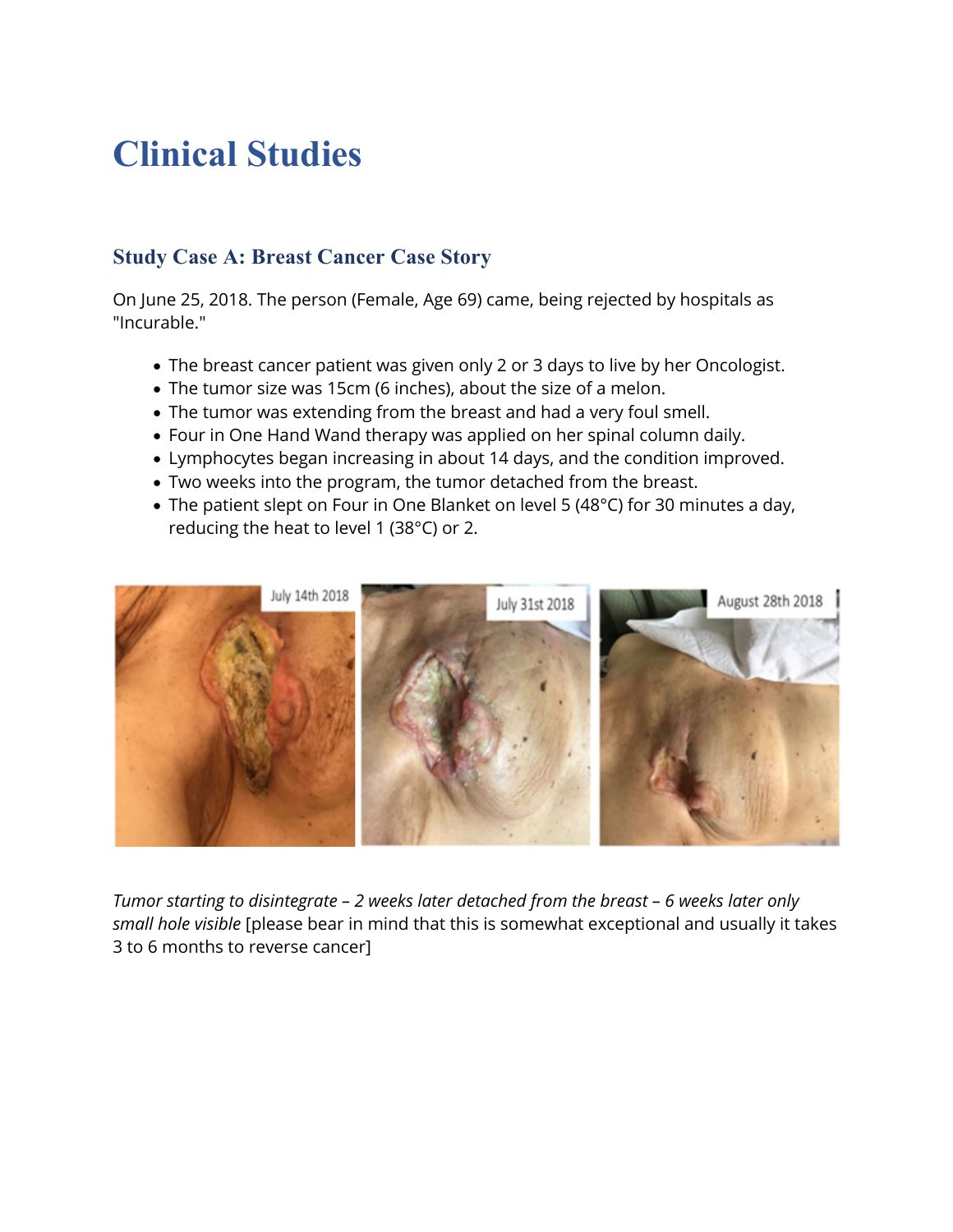# Clinical Studies

## Study Case A: Breast Cancer Case Story

On June 25, 2018. The person (Female, Age 69) came, being rejected by hospitals as "Incurable."

- The breast cancer patient was given only 2 or 3 days to live by her Oncologist.
- The tumor size was 15cm (6 inches), about the size of a melon.
- The tumor was extending from the breast and had a very foul smell.
- Four in One Hand Wand therapy was applied on her spinal column daily.
- Lymphocytes began increasing in about 14 days, and the condition improved.
- Two weeks into the program, the tumor detached from the breast.
- The patient slept on Four in One Blanket on level 5 (48°C) for 30 minutes a day, reducing the heat to level 1 (38°C) or 2.

July 14th 2018 | July 31st 2018 | August 28th 2018

*Tumor starting to disintegrate – 2 weeks later detached from the breast – 6 weeks later only small hole visible* [please bear in mind that this is somewhat exceptional and usually it takes 3 to 6 months to reverse cancer]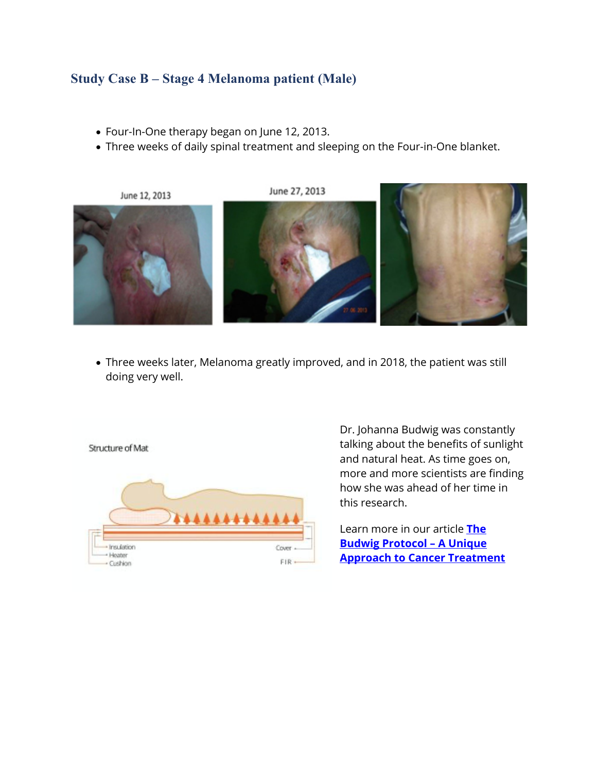## Study Case B – Stage 4 Melanoma patient (Male)

- Four-In-One therapy began on June 12, 2013.
- Three weeks of daily spinal treatment and sleeping on the Four-in-One blanket.

June 12, 2013

June 27, 2013

- Three weeks later, Melanoma greatly improved, and in 2018, the patient was still doing very well.

Structure of Mat

Insulation
Heater
Cushion
Cover
FIR

Dr. Johanna Budwig was constantly talking about the benefits of sunlight and natural heat. As time goes on, more and more scientists are finding how she was ahead of her time in this research.

Learn more in our article **The Budwig Protocol – A Unique Approach to Cancer Treatment**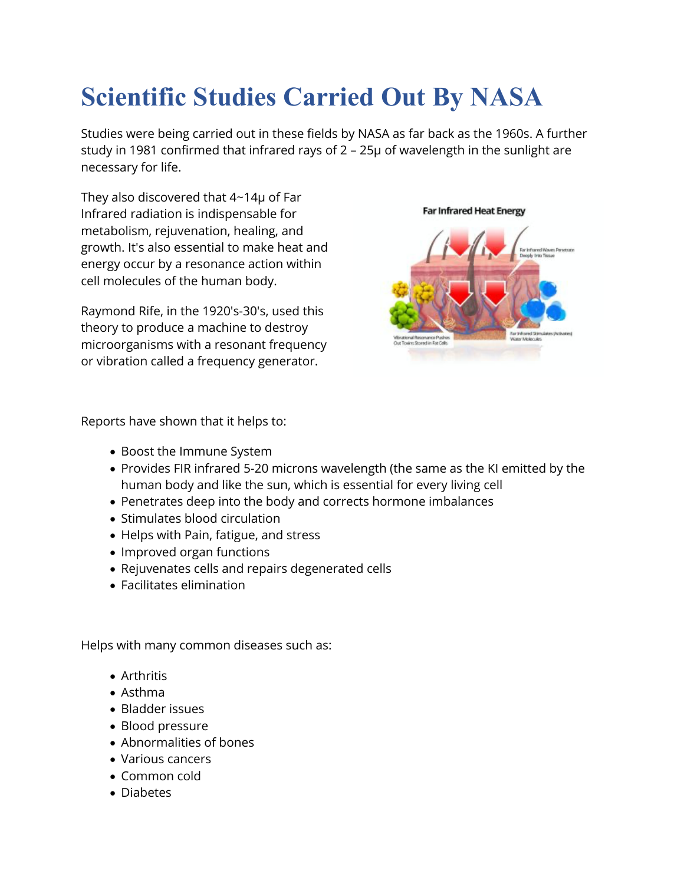# Scientific Studies Carried Out By NASA

Studies were being carried out in these fields by NASA as far back as the 1960s. A further study in 1981 confirmed that infrared rays of 2 – 25μ of wavelength in the sunlight are necessary for life.

They also discovered that 4~14μ of Far Infrared radiation is indispensable for metabolism, rejuvenation, healing, and growth. It's also essential to make heat and energy occur by a resonance action within cell molecules of the human body.

Raymond Rife, in the 1920's-30's, used this theory to produce a machine to destroy microorganisms with a resonant frequency or vibration called a frequency generator.

Reports have shown that it helps to:

- Boost the Immune System
- Provides FIR infrared 5-20 microns wavelength (the same as the KI emitted by the human body and like the sun, which is essential for every living cell
- Penetrates deep into the body and corrects hormone imbalances
- Stimulates blood circulation
- Helps with Pain, fatigue, and stress
- Improved organ functions
- Rejuvenates cells and repairs degenerated cells
- Facilitates elimination

Helps with many common diseases such as:

- Arthritis
- Asthma
- Bladder issues
- Blood pressure
- Abnormalities of bones
- Various cancers
- Common cold
- Diabetes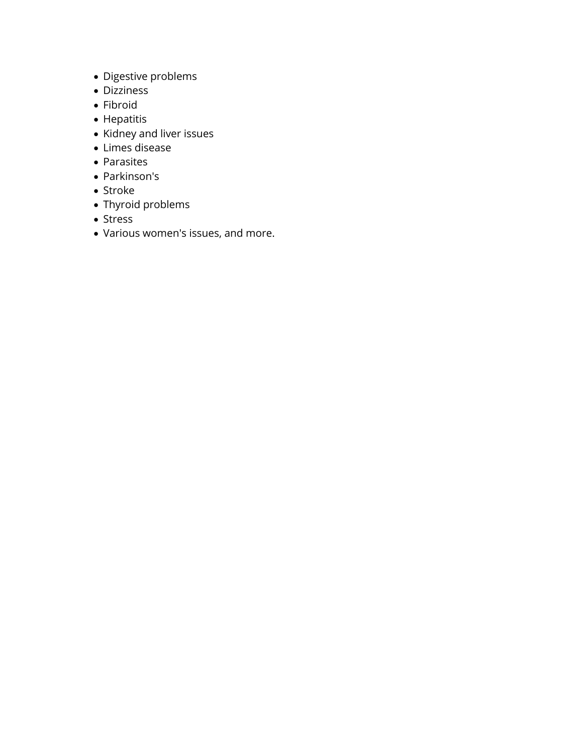- Digestive problems
- Dizziness
- Fibroid
- Hepatitis
- Kidney and liver issues
- Limes disease
- Parasites
- Parkinson's
- Stroke
- Thyroid problems
- Stress
- Various women's issues, and more.